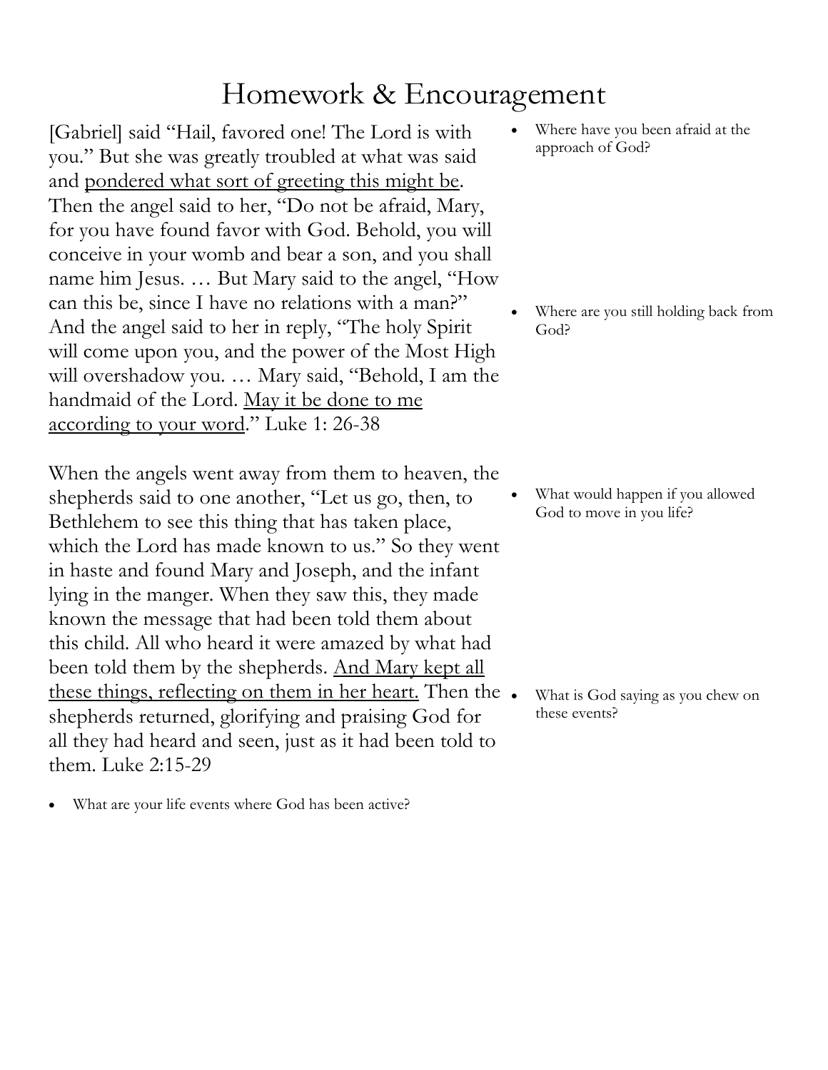# Homework & Encouragement

[Gabriel] said “Hail, favored one! The Lord is with you.” But she was greatly troubled at what was said and <u>pondered what sort of greeting this might be</u>. Then the angel said to her, “Do not be afraid, Mary, for you have found favor with God. Behold, you will conceive in your womb and bear a son, and you shall name him Jesus. … But Mary said to the angel, “How can this be, since I have no relations with a man?” And the angel said to her in reply, “The holy Spirit will come upon you, and the power of the Most High will overshadow you. … Mary said, “Behold, I am the handmaid of the Lord. <u>May it be done to me according to your word</u>.” Luke 1: 26-38

- Where have you been afraid at the approach of God?
- Where are you still holding back from God?
- What would happen if you allowed God to move in you life?

When the angels went away from them to heaven, the shepherds said to one another, “Let us go, then, to Bethlehem to see this thing that has taken place, which the Lord has made known to us.” So they went in haste and found Mary and Joseph, and the infant lying in the manger. When they saw this, they made known the message that had been told them about this child. All who heard it were amazed by what had been told them by the shepherds. <u>And Mary kept all these things, reflecting on them in her heart.</u> Then the shepherds returned, glorifying and praising God for all they had heard and seen, just as it had been told to them. Luke 2:15-29

- What is God saying as you chew on these events?
- What are your life events where God has been active?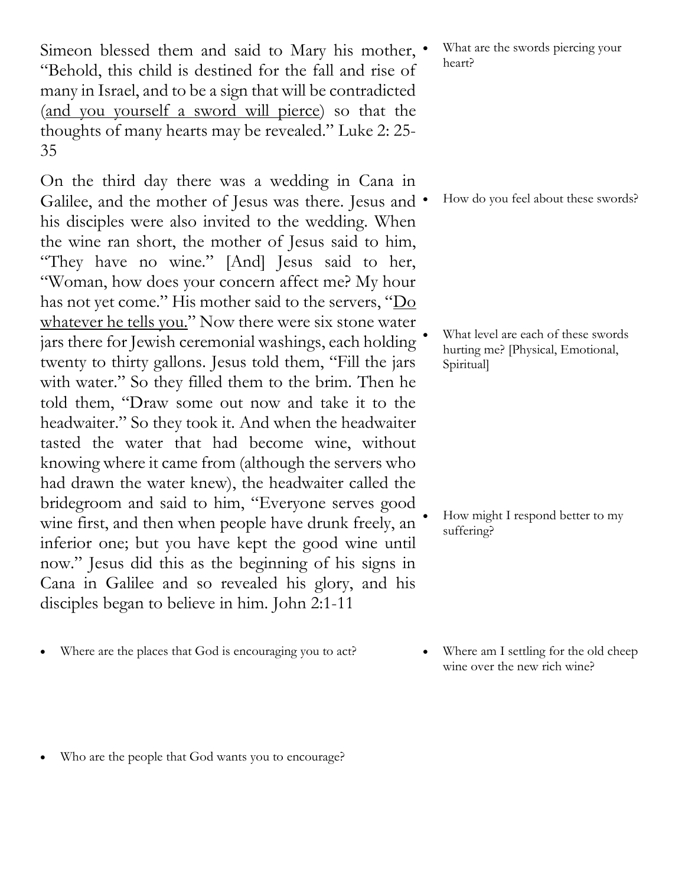Simeon blessed them and said to Mary his mother, "Behold, this child is destined for the fall and rise of many in Israel, and to be a sign that will be contradicted (<u>and you yourself a sword will pierce</u>) so that the thoughts of many hearts may be revealed." Luke 2: 25-35

- What are the swords piercing your heart?
- How do you feel about these swords?
- What level are each of these swords hurting me? [Physical, Emotional, Spiritual]
- How might I respond better to my suffering?

On the third day there was a wedding in Cana in Galilee, and the mother of Jesus was there. Jesus and his disciples were also invited to the wedding. When the wine ran short, the mother of Jesus said to him, "They have no wine." [And] Jesus said to her, "Woman, how does your concern affect me? My hour has not yet come." His mother said to the servers, "<u>Do whatever he tells you.</u>" Now there were six stone water jars there for Jewish ceremonial washings, each holding twenty to thirty gallons. Jesus told them, "Fill the jars with water." So they filled them to the brim. Then he told them, "Draw some out now and take it to the headwaiter." So they took it. And when the headwaiter tasted the water that had become wine, without knowing where it came from (although the servers who had drawn the water knew), the headwaiter called the bridegroom and said to him, "Everyone serves good wine first, and then when people have drunk freely, an inferior one; but you have kept the good wine until now." Jesus did this as the beginning of his signs in Cana in Galilee and so revealed his glory, and his disciples began to believe in him. John 2:1-11

- Where are the places that God is encouraging you to act?
- Where am I settling for the old cheep wine over the new rich wine?
- Who are the people that God wants you to encourage?